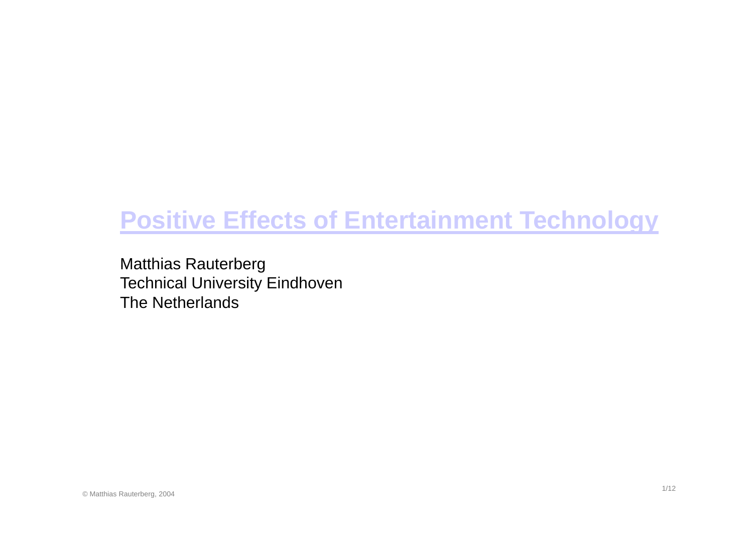# Positive Effects of Entertainment Technology

Matthias Rauterberg
Technical University Eindhoven
The Netherlands

© Matthias Rauterberg, 2004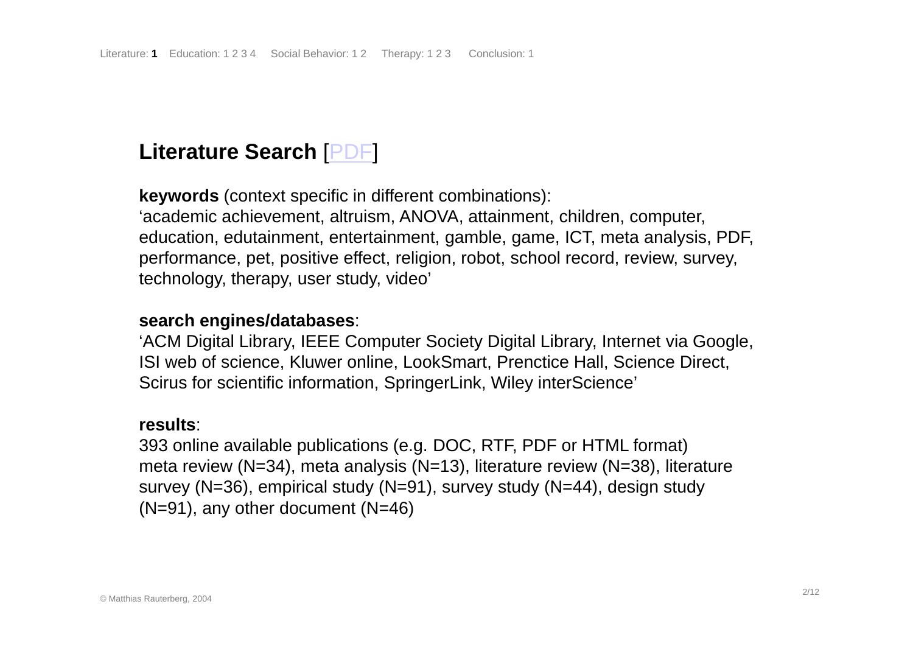## Literature Search [PDF]

**keywords** (context specific in different combinations):
'academic achievement, altruism, ANOVA, attainment, children, computer, education, edutainment, entertainment, gamble, game, ICT, meta analysis, PDF, performance, pet, positive effect, religion, robot, school record, review, survey, technology, therapy, user study, video'

**search engines/databases**:
'ACM Digital Library, IEEE Computer Society Digital Library, Internet via Google, ISI web of science, Kluwer online, LookSmart, Prenctice Hall, Science Direct, Scirus for scientific information, SpringerLink, Wiley interScience'

**results**:
393 online available publications (e.g. DOC, RTF, PDF or HTML format)
meta review (N=34), meta analysis (N=13), literature review (N=38), literature survey (N=36), empirical study (N=91), survey study (N=44), design study (N=91), any other document (N=46)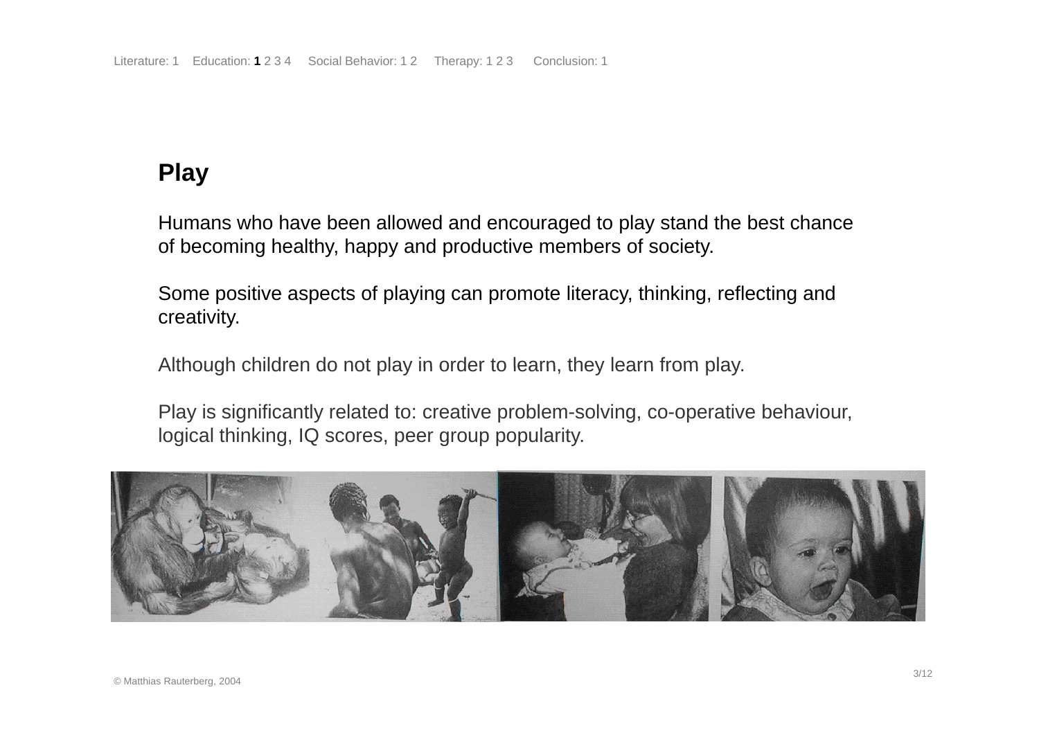## Play

Humans who have been allowed and encouraged to play stand the best chance of becoming healthy, happy and productive members of society.

Some positive aspects of playing can promote literacy, thinking, reflecting and creativity.

Although children do not play in order to learn, they learn from play.

Play is significantly related to: creative problem-solving, co-operative behaviour, logical thinking, IQ scores, peer group popularity.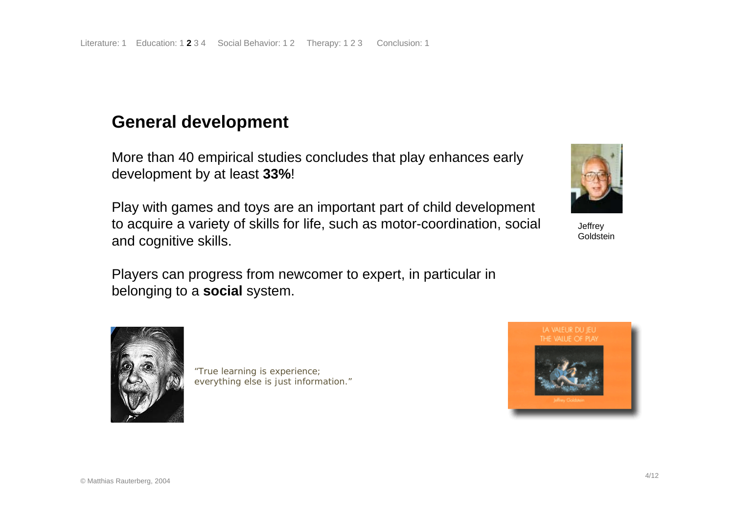Literature: 1 Education: 1 **2** 3 4 Social Behavior: 1 2 Therapy: 1 2 3 Conclusion: 1

## General development

More than 40 empirical studies concludes that play enhances early development by at least **33%**!

Play with games and toys are an important part of child development to acquire a variety of skills for life, such as motor-coordination, social and cognitive skills.

Players can progress from newcomer to expert, in particular in belonging to a **social** system.

Jeffrey Goldstein

*"True learning is experience; everything else is just information."*

LA VALEUR DU JEU
THE VALUE OF PLAY

Jeffrey Goldstein

© Matthias Rauterberg, 2004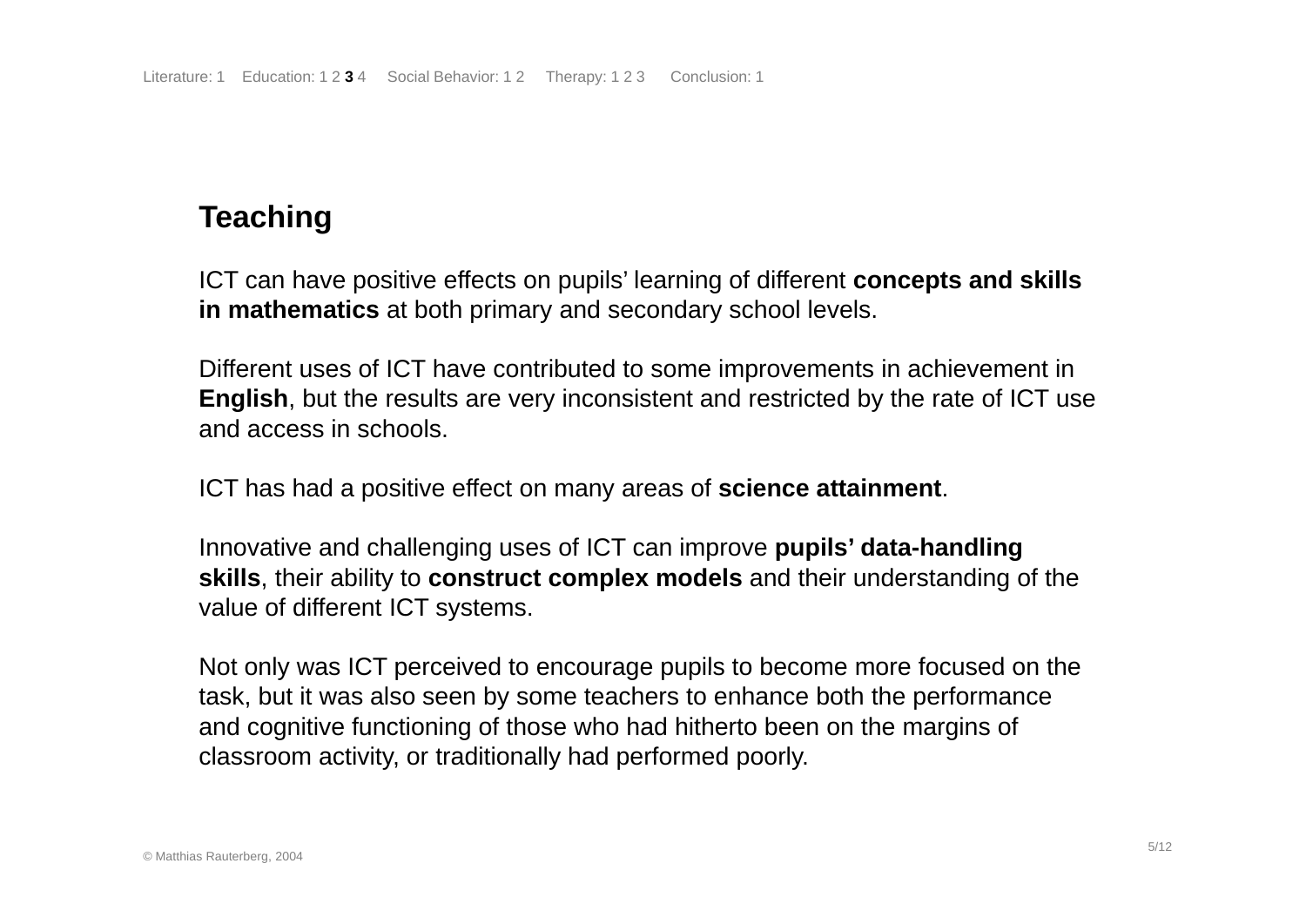## Teaching

ICT can have positive effects on pupils' learning of different **concepts and skills in mathematics** at both primary and secondary school levels.

Different uses of ICT have contributed to some improvements in achievement in **English**, but the results are very inconsistent and restricted by the rate of ICT use and access in schools.

ICT has had a positive effect on many areas of **science attainment**.

Innovative and challenging uses of ICT can improve **pupils' data-handling skills**, their ability to **construct complex models** and their understanding of the value of different ICT systems.

Not only was ICT perceived to encourage pupils to become more focused on the task, but it was also seen by some teachers to enhance both the performance and cognitive functioning of those who had hitherto been on the margins of classroom activity, or traditionally had performed poorly.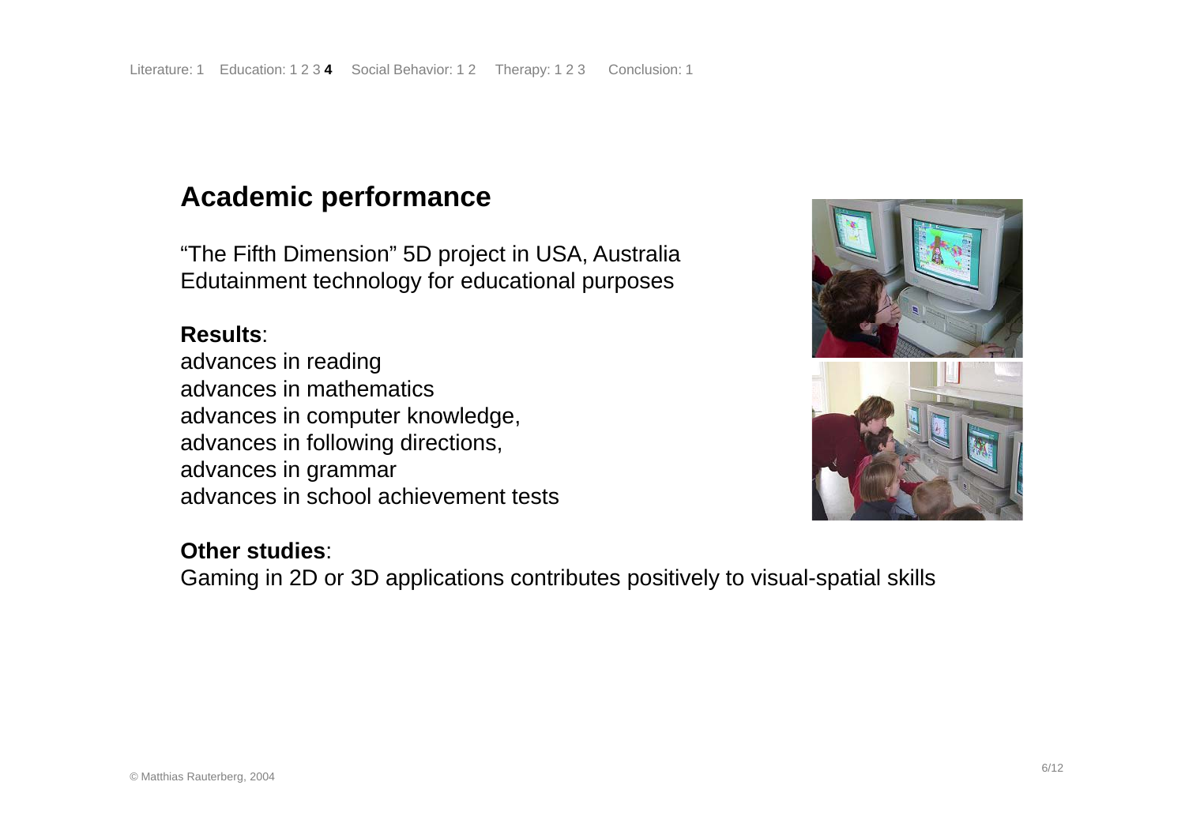## Academic performance

"The Fifth Dimension" 5D project in USA, Australia
Edutainment technology for educational purposes

**Results**:
advances in reading
advances in mathematics
advances in computer knowledge,
advances in following directions,
advances in grammar
advances in school achievement tests

**Other studies**:
Gaming in 2D or 3D applications contributes positively to visual-spatial skills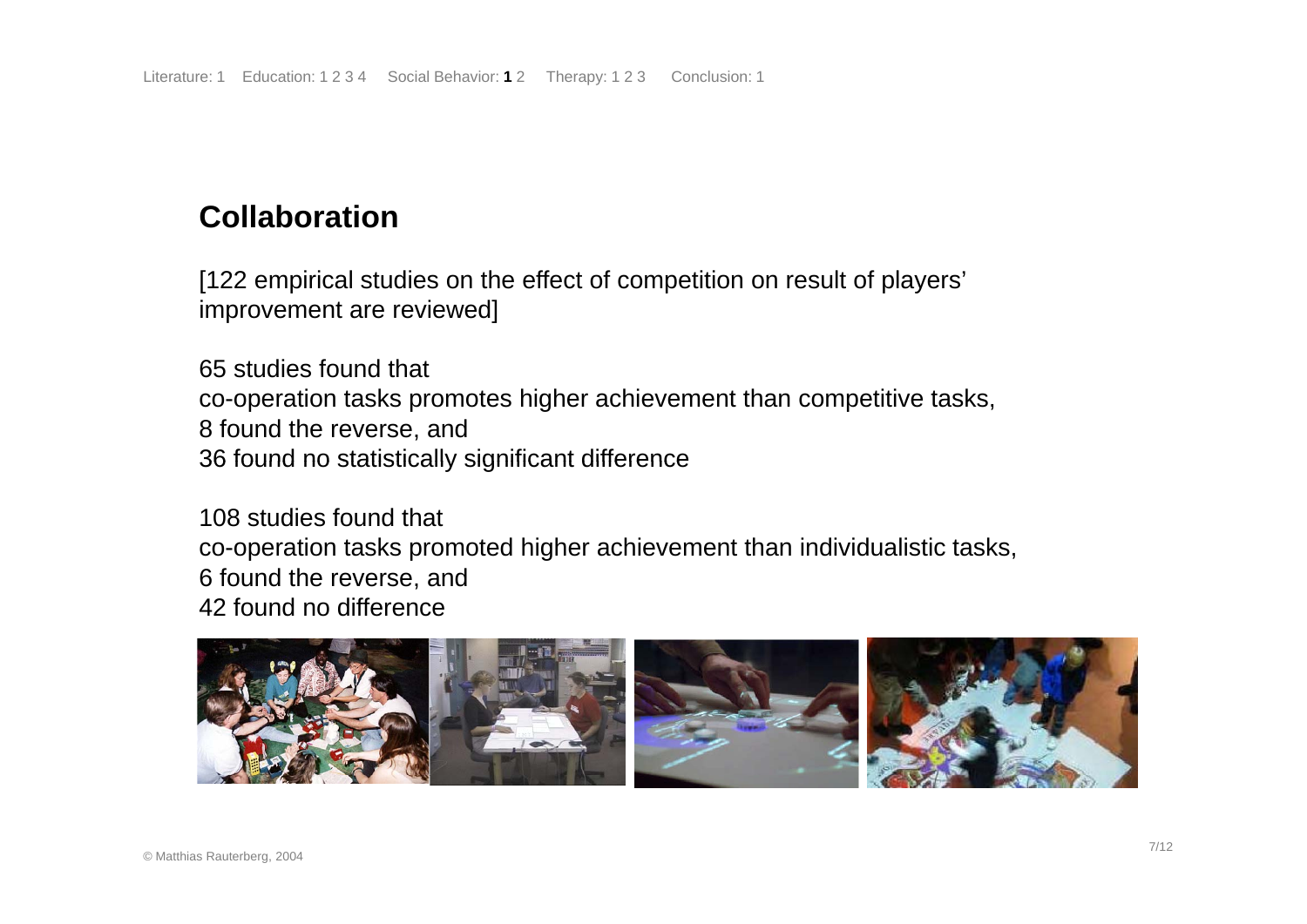Literature: 1 Education: 1 2 3 4 Social Behavior: **1** 2 Therapy: 1 2 3 Conclusion: 1

## Collaboration

[122 empirical studies on the effect of competition on result of players' improvement are reviewed]

65 studies found that
co-operation tasks promotes higher achievement than competitive tasks,
8 found the reverse, and
36 found no statistically significant difference

108 studies found that
co-operation tasks promoted higher achievement than individualistic tasks,
6 found the reverse, and
42 found no difference

© Matthias Rauterberg, 2004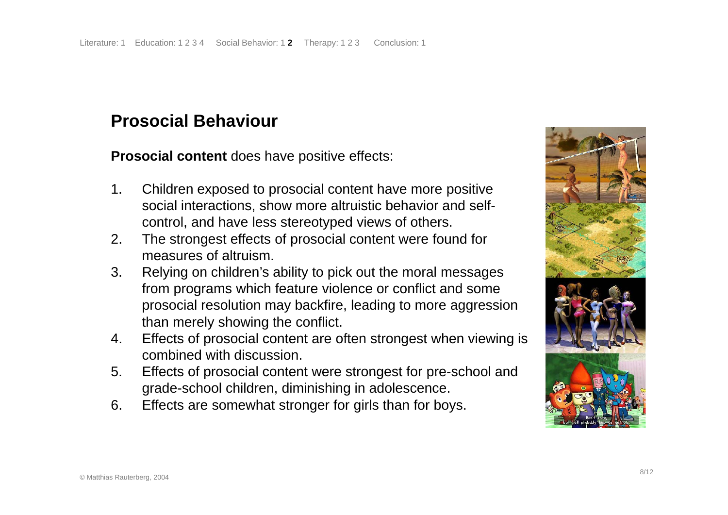## Prosocial Behaviour

**Prosocial content** does have positive effects:

1. Children exposed to prosocial content have more positive social interactions, show more altruistic behavior and self-control, and have less stereotyped views of others.
2. The strongest effects of prosocial content were found for measures of altruism.
3. Relying on children's ability to pick out the moral messages from programs which feature violence or conflict and some prosocial resolution may backfire, leading to more aggression than merely showing the conflict.
4. Effects of prosocial content are often strongest when viewing is combined with discussion.
5. Effects of prosocial content were strongest for pre-school and grade-school children, diminishing in adolescence.
6. Effects are somewhat stronger for girls than for boys.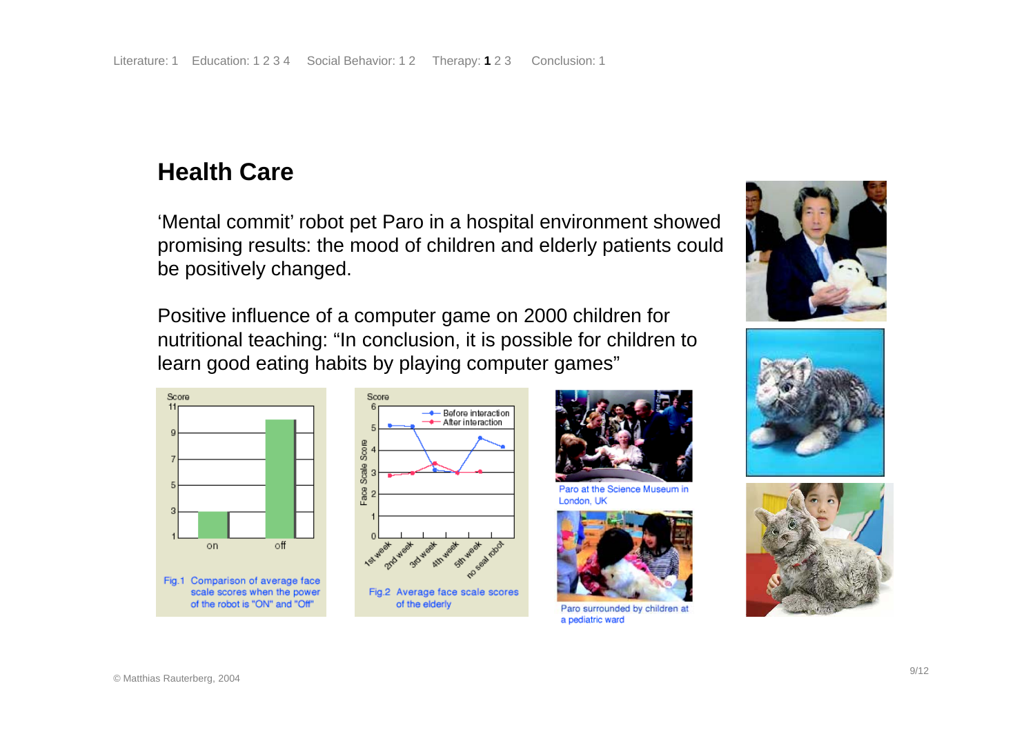Literature: 1 Education: 1 2 3 4 Social Behavior: 1 2 Therapy: **1** 2 3 Conclusion: 1

## Health Care

'Mental commit' robot pet Paro in a hospital environment showed promising results: the mood of children and elderly patients could be positively changed.

Positive influence of a computer game on 2000 children for nutritional teaching: "In conclusion, it is possible for children to learn good eating habits by playing computer games"

Fig.1 Comparison of average face scale scores when the power of the robot is "ON" and "Off"

Fig.2 Average face scale scores of the elderly

Paro at the Science Museum in London, UK

Paro surrounded by children at a pediatric ward

© Matthias Rauterberg, 2004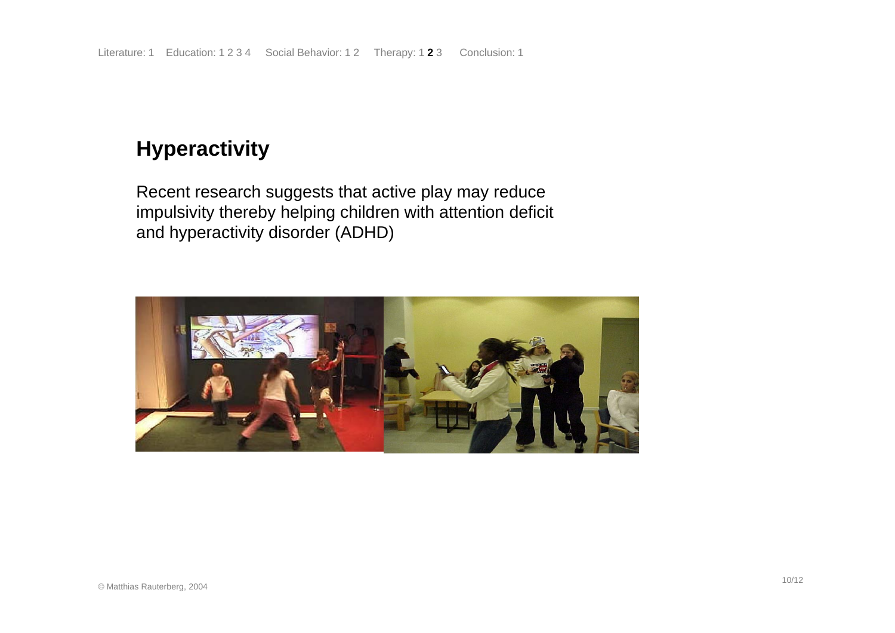Literature: 1 Education: 1 2 3 4 Social Behavior: 1 2 Therapy: 1 **2** 3 Conclusion: 1

## Hyperactivity

Recent research suggests that active play may reduce impulsivity thereby helping children with attention deficit and hyperactivity disorder (ADHD)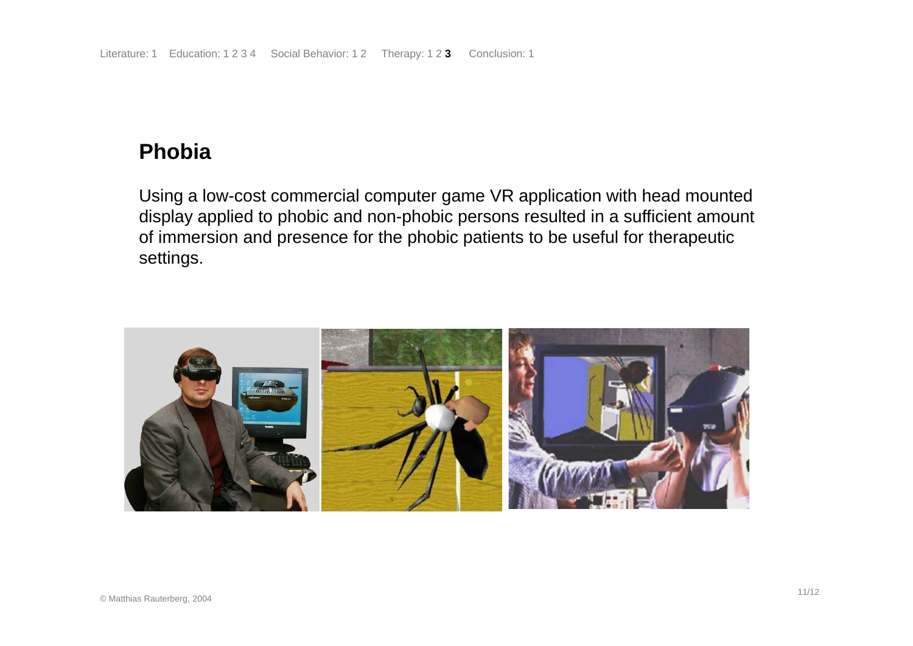Literature: 1 Education: 1 2 3 4 Social Behavior: 1 2 Therapy: 1 2 **3** Conclusion: 1

## Phobia

Using a low-cost commercial computer game VR application with head mounted display applied to phobic and non-phobic persons resulted in a sufficient amount of immersion and presence for the phobic patients to be useful for therapeutic settings.

© Matthias Rauterberg, 2004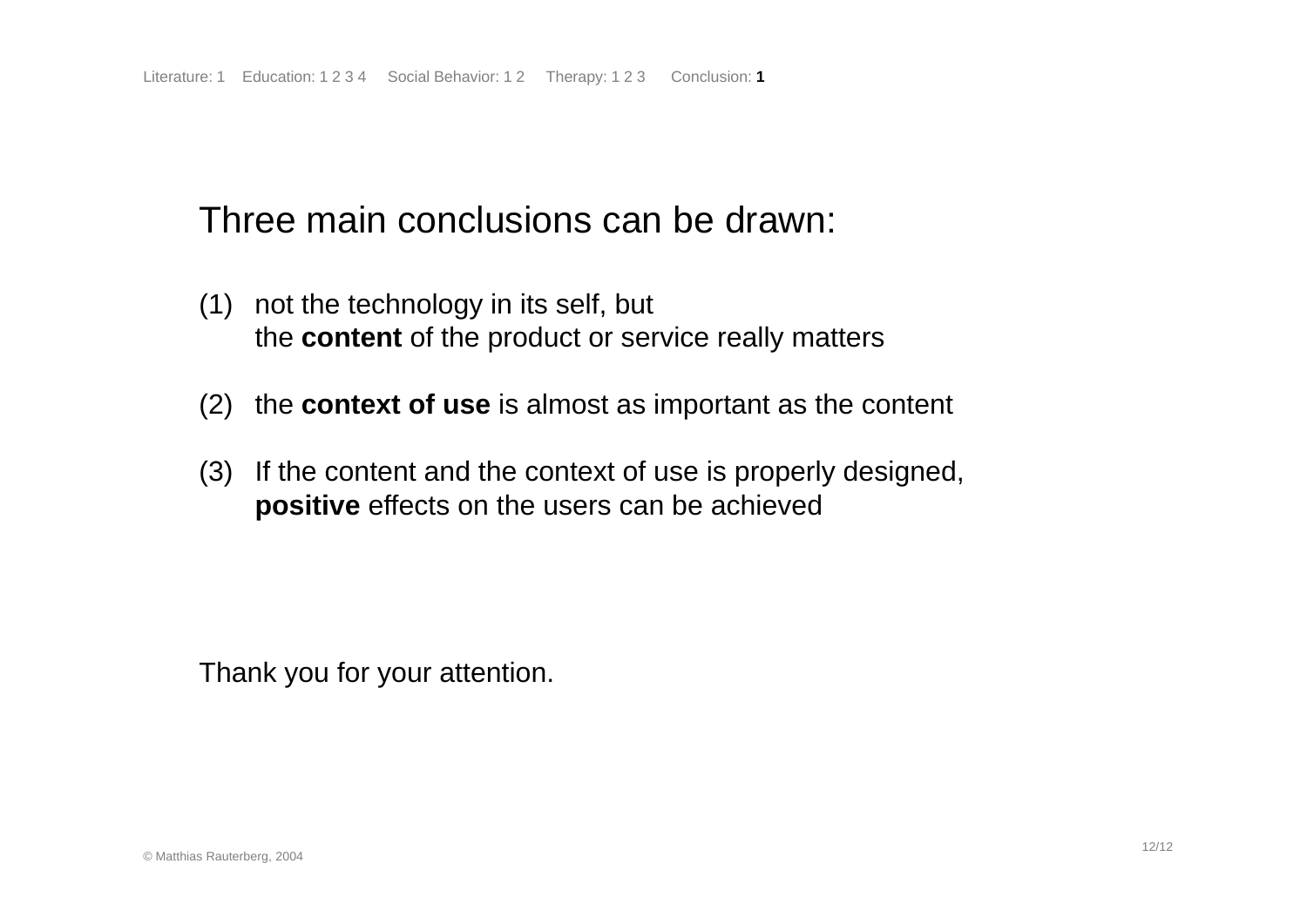Three main conclusions can be drawn:

(1) not the technology in its self, but
    the **content** of the product or service really matters

(2) the **context of use** is almost as important as the content

(3) If the content and the context of use is properly designed,
    **positive** effects on the users can be achieved

Thank you for your attention.

© Matthias Rauterberg, 2004